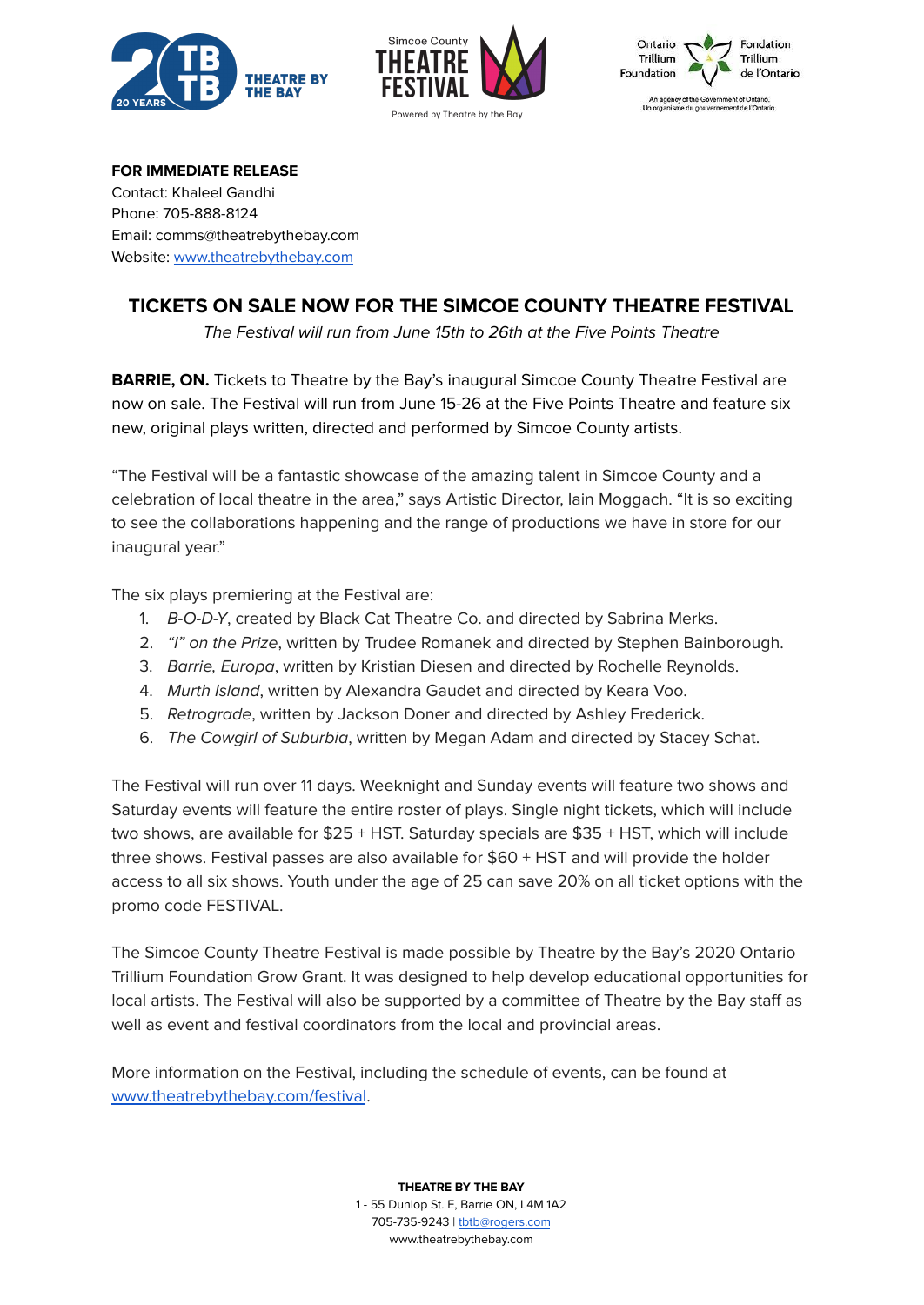**FOR IMMEDIATE RELEASE**
Contact: Khaleel Gandhi
Phone: 705-888-8124
Email: comms@theatrebythebay.com
Website: [www.theatrebythebay.com](http://www.theatrebythebay.com)

# TICKETS ON SALE NOW FOR THE SIMCOE COUNTY THEATRE FESTIVAL

*The Festival will run from June 15th to 26th at the Five Points Theatre*

**BARRIE, ON.** Tickets to Theatre by the Bay's inaugural Simcoe County Theatre Festival are now on sale. The Festival will run from June 15-26 at the Five Points Theatre and feature six new, original plays written, directed and performed by Simcoe County artists.

"The Festival will be a fantastic showcase of the amazing talent in Simcoe County and a celebration of local theatre in the area," says Artistic Director, Iain Moggach. "It is so exciting to see the collaborations happening and the range of productions we have in store for our inaugural year."

The six plays premiering at the Festival are:

1. *B-O-D-Y*, created by Black Cat Theatre Co. and directed by Sabrina Merks.
2. *"I" on the Prize*, written by Trudee Romanek and directed by Stephen Bainborough.
3. *Barrie, Europa*, written by Kristian Diesen and directed by Rochelle Reynolds.
4. *Murth Island*, written by Alexandra Gaudet and directed by Keara Voo.
5. *Retrograde*, written by Jackson Doner and directed by Ashley Frederick.
6. *The Cowgirl of Suburbia*, written by Megan Adam and directed by Stacey Schat.

The Festival will run over 11 days. Weeknight and Sunday events will feature two shows and Saturday events will feature the entire roster of plays. Single night tickets, which will include two shows, are available for $25 + HST. Saturday specials are $35 + HST, which will include three shows. Festival passes are also available for $60 + HST and will provide the holder access to all six shows. Youth under the age of 25 can save 20% on all ticket options with the promo code FESTIVAL.

The Simcoe County Theatre Festival is made possible by Theatre by the Bay's 2020 Ontario Trillium Foundation Grow Grant. It was designed to help develop educational opportunities for local artists. The Festival will also be supported by a committee of Theatre by the Bay staff as well as event and festival coordinators from the local and provincial areas.

More information on the Festival, including the schedule of events, can be found at [www.theatrebythebay.com/festival](http://www.theatrebythebay.com/festival).

**THEATRE BY THE BAY**
1 - 55 Dunlop St. E, Barrie ON, L4M 1A2
705-735-9243 | tbtb@rogers.com
www.theatrebythebay.com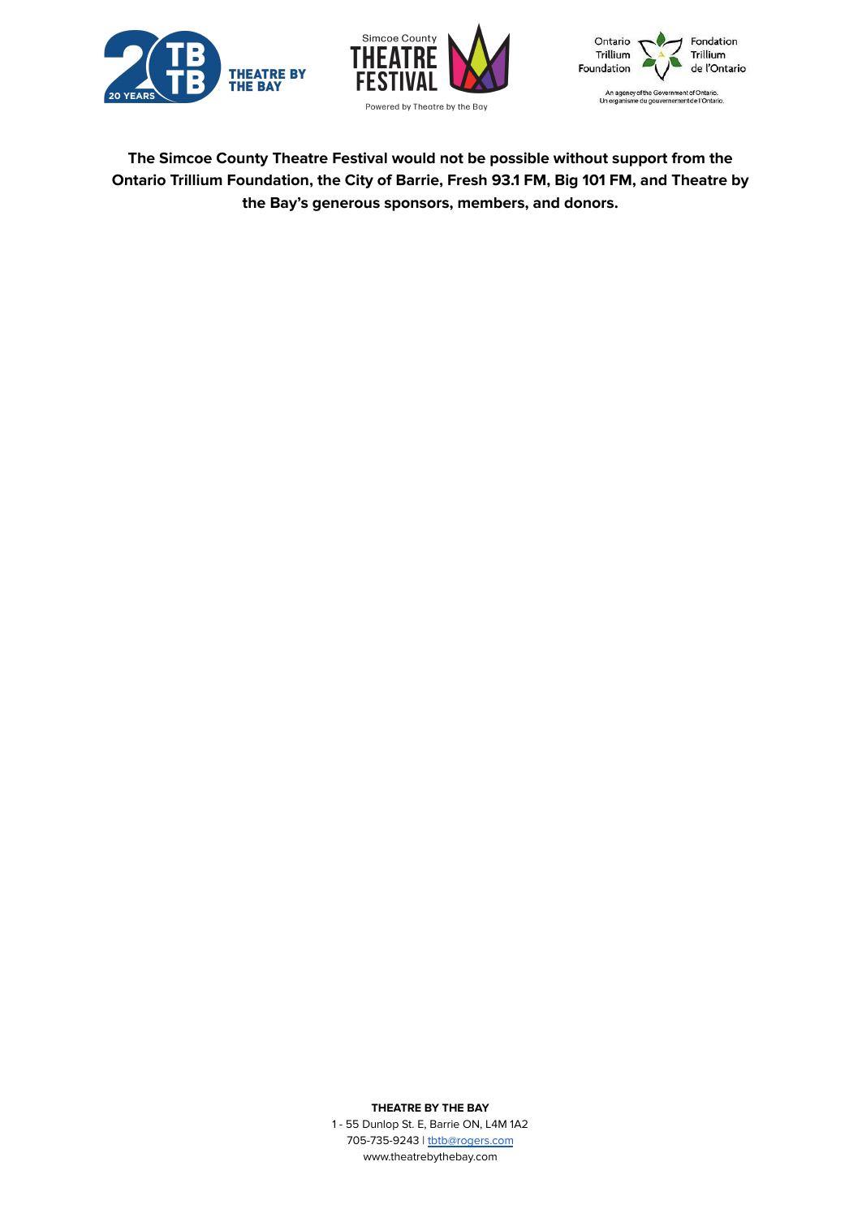**The Simcoe County Theatre Festival would not be possible without support from the Ontario Trillium Foundation, the City of Barrie, Fresh 93.1 FM, Big 101 FM, and Theatre by the Bay's generous sponsors, members, and donors.**

**THEATRE BY THE BAY**
1 - 55 Dunlop St. E, Barrie ON, L4M 1A2
705-735-9243 | tbtb@rogers.com
www.theatrebythebay.com